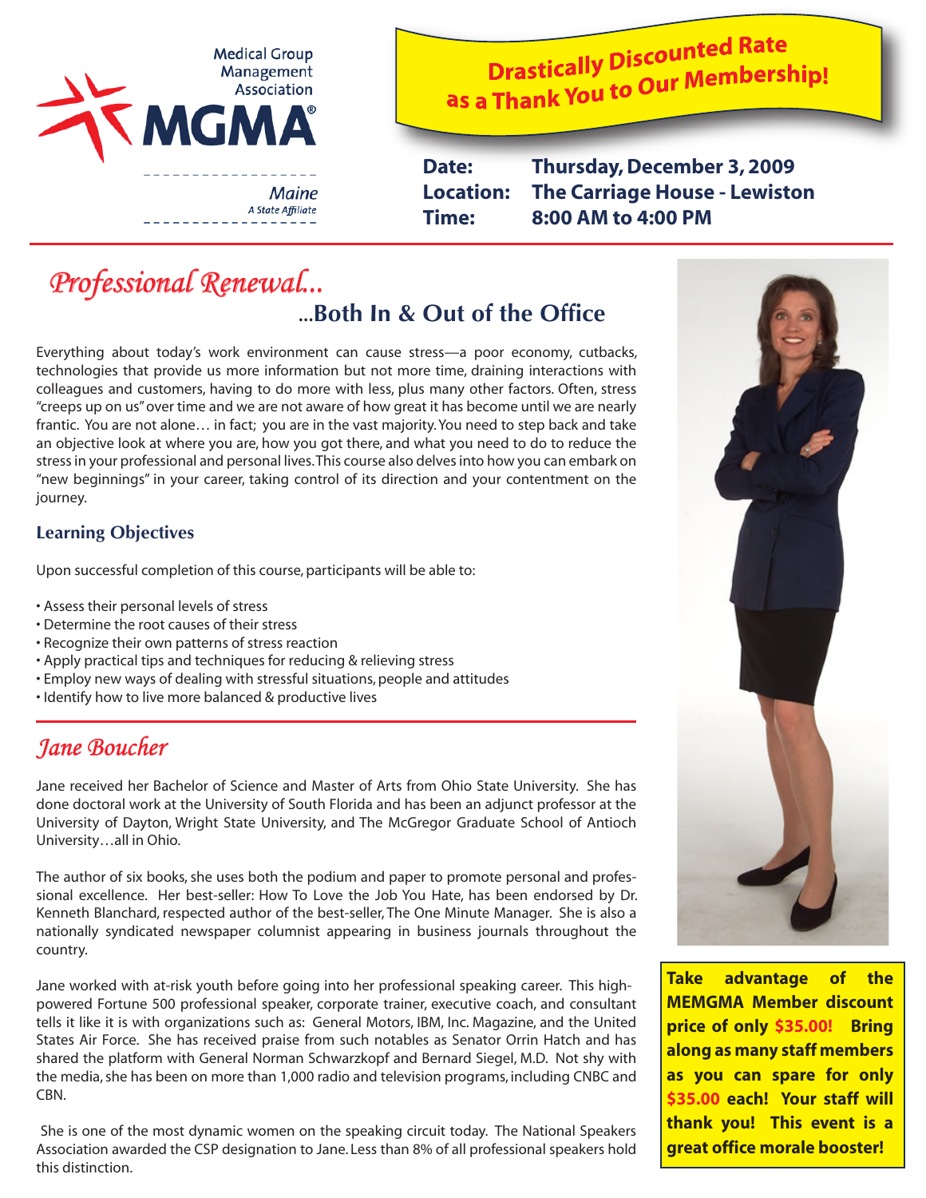Medical Group Management Association

MGMA®

Maine
A State Affiliate

**Drastically Discounted Rate as a Thank You to Our Membership!**

**Date:** Thursday, December 3, 2009
**Location:** The Carriage House - Lewiston
**Time:** 8:00 AM to 4:00 PM

# *Professional Renewal...*

## ...Both In & Out of the Office

Everything about today's work environment can cause stress—a poor economy, cutbacks, technologies that provide us more information but not more time, draining interactions with colleagues and customers, having to do more with less, plus many other factors. Often, stress "creeps up on us" over time and we are not aware of how great it has become until we are nearly frantic. You are not alone… in fact; you are in the vast majority. You need to step back and take an objective look at where you are, how you got there, and what you need to do to reduce the stress in your professional and personal lives. This course also delves into how you can embark on "new beginnings" in your career, taking control of its direction and your contentment on the journey.

### Learning Objectives

Upon successful completion of this course, participants will be able to:

- Assess their personal levels of stress
- Determine the root causes of their stress
- Recognize their own patterns of stress reaction
- Apply practical tips and techniques for reducing & relieving stress
- Employ new ways of dealing with stressful situations, people and attitudes
- Identify how to live more balanced & productive lives

## *Jane Boucher*

Jane received her Bachelor of Science and Master of Arts from Ohio State University. She has done doctoral work at the University of South Florida and has been an adjunct professor at the University of Dayton, Wright State University, and The McGregor Graduate School of Antioch University…all in Ohio.

The author of six books, she uses both the podium and paper to promote personal and professional excellence. Her best-seller: How To Love the Job You Hate, has been endorsed by Dr. Kenneth Blanchard, respected author of the best-seller, The One Minute Manager. She is also a nationally syndicated newspaper columnist appearing in business journals throughout the country.

Jane worked with at-risk youth before going into her professional speaking career. This high-powered Fortune 500 professional speaker, corporate trainer, executive coach, and consultant tells it like it is with organizations such as: General Motors, IBM, Inc. Magazine, and the United States Air Force. She has received praise from such notables as Senator Orrin Hatch and has shared the platform with General Norman Schwarzkopf and Bernard Siegel, M.D. Not shy with the media, she has been on more than 1,000 radio and television programs, including CNBC and CBN.

She is one of the most dynamic women on the speaking circuit today. The National Speakers Association awarded the CSP designation to Jane. Less than 8% of all professional speakers hold this distinction.

**Take advantage of the MEMGMA Member discount price of only $35.00! Bring along as many staff members as you can spare for only $35.00 each! Your staff will thank you! This event is a great office morale booster!**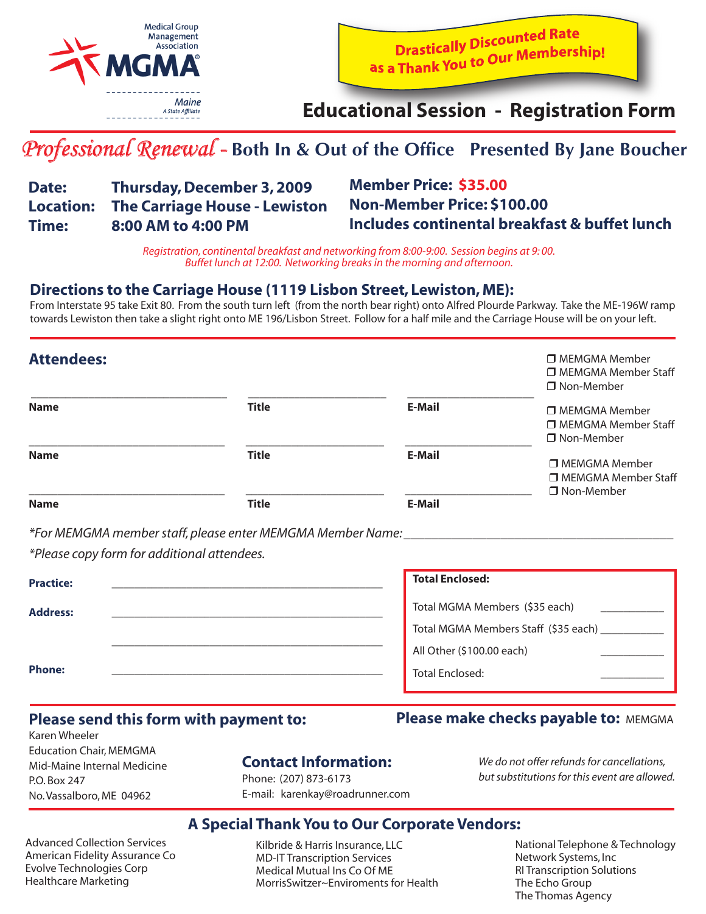Medical Group Management Association

**MGMA**

Maine
A State Affiliate

**Drastically Discounted Rate as a Thank You to Our Membership!**

# Educational Session - Registration Form

## *Professional Renewal* - Both In & Out of the Office   Presented By Jane Boucher

**Date:** Thursday, December 3, 2009
**Location:** The Carriage House - Lewiston
**Time:** 8:00 AM to 4:00 PM

**Member Price: $35.00**
**Non-Member Price: $100.00**
**Includes continental breakfast & buffet lunch**

*Registration, continental breakfast and networking from 8:00-9:00. Session begins at 9:00. Buffet lunch at 12:00. Networking breaks in the morning and afternoon.*

### Directions to the Carriage House (1119 Lisbon Street, Lewiston, ME):

From Interstate 95 take Exit 80. From the south turn left (from the north bear right) onto Alfred Plourde Parkway. Take the ME-196W ramp towards Lewiston then take a slight right onto ME 196/Lisbon Street. Follow for a half mile and the Carriage House will be on your left.

### Attendees:

| Name | Title | E-Mail | ❒ MEMGMA Member ❒ MEMGMA Member Staff ❒ Non-Member |
|---|---|---|---|
| Name | Title | E-Mail | ❒ MEMGMA Member ❒ MEMGMA Member Staff ❒ Non-Member |
| Name | Title | E-Mail | ❒ MEMGMA Member ❒ MEMGMA Member Staff ❒ Non-Member |

*\*For MEMGMA member staff, please enter MEMGMA Member Name:* ____________________

*\*Please copy form for additional attendees.*

**Practice:** ____________________

**Address:** ____________________

____________________

**Phone:** ____________________

**Total Enclosed:**

Total MGMA Members ($35 each) __________

Total MGMA Members Staff ($35 each) __________

All Other ($100.00 each) __________

Total Enclosed: __________

### Please send this form with payment to:

Karen Wheeler
Education Chair, MEMGMA
Mid-Maine Internal Medicine
P.O. Box 247
No. Vassalboro, ME 04962

### Please make checks payable to: MEMGMA

### Contact Information:

Phone: (207) 873-6173
E-mail: karenkay@roadrunner.com

*We do not offer refunds for cancellations, but substitutions for this event are allowed.*

### A Special Thank You to Our Corporate Vendors:

Advanced Collection Services
American Fidelity Assurance Co
Evolve Technologies Corp
Healthcare Marketing

Kilbride & Harris Insurance, LLC
MD-IT Transcription Services
Medical Mutual Ins Co Of ME
MorrisSwitzer~Enviroments for Health

National Telephone & Technology
Network Systems, Inc
RI Transcription Solutions
The Echo Group
The Thomas Agency